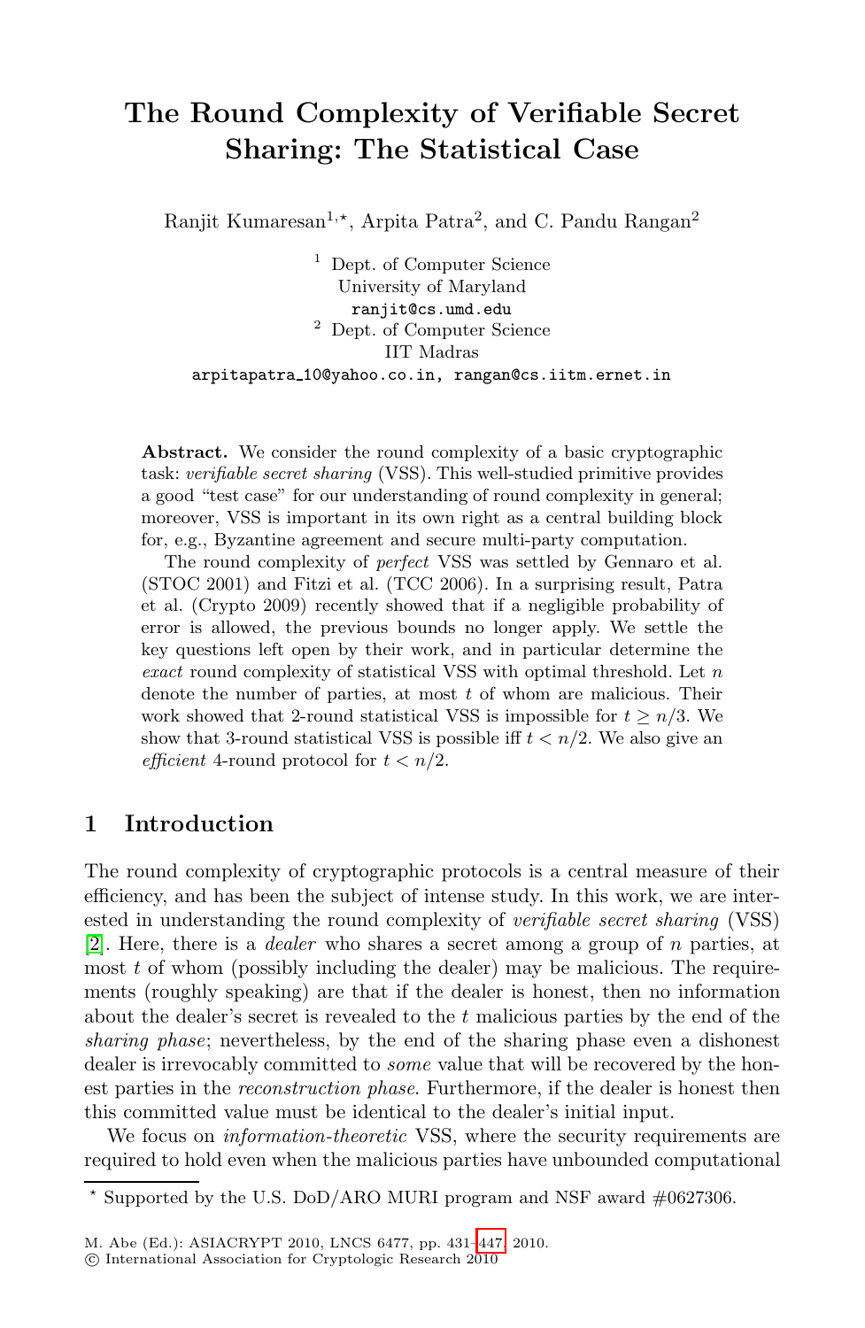# The Round Complexity of Verifiable Secret Sharing: The Statistical Case

Ranjit Kumaresan[1,⋆], Arpita Patra[2], and C. Pandu Rangan[2]

[1] Dept. of Computer Science
University of Maryland
ranjit@cs.umd.edu

[2] Dept. of Computer Science
IIT Madras
arpitapatra_10@yahoo.co.in, rangan@cs.iitm.ernet.in

**Abstract.** We consider the round complexity of a basic cryptographic task: *verifiable secret sharing* (VSS). This well-studied primitive provides a good "test case" for our understanding of round complexity in general; moreover, VSS is important in its own right as a central building block for, e.g., Byzantine agreement and secure multi-party computation.

The round complexity of *perfect* VSS was settled by Gennaro et al. (STOC 2001) and Fitzi et al. (TCC 2006). In a surprising result, Patra et al. (Crypto 2009) recently showed that if a negligible probability of error is allowed, the previous bounds no longer apply. We settle the key questions left open by their work, and in particular determine the *exact* round complexity of statistical VSS with optimal threshold. Let $n$ denote the number of parties, at most $t$ of whom are malicious. Their work showed that 2-round statistical VSS is impossible for $t \geq n/3$. We show that 3-round statistical VSS is possible iff $t < n/2$. We also give an *efficient* 4-round protocol for $t < n/2$.

## 1 Introduction

The round complexity of cryptographic protocols is a central measure of their efficiency, and has been the subject of intense study. In this work, we are interested in understanding the round complexity of *verifiable secret sharing* (VSS) [2]. Here, there is a *dealer* who shares a secret among a group of $n$ parties, at most $t$ of whom (possibly including the dealer) may be malicious. The requirements (roughly speaking) are that if the dealer is honest, then no information about the dealer's secret is revealed to the $t$ malicious parties by the end of the *sharing phase*; nevertheless, by the end of the sharing phase even a dishonest dealer is irrevocably committed to *some* value that will be recovered by the honest parties in the *reconstruction phase*. Furthermore, if the dealer is honest then this committed value must be identical to the dealer's initial input.

We focus on *information-theoretic* VSS, where the security requirements are required to hold even when the malicious parties have unbounded computational

⋆ Supported by the U.S. DoD/ARO MURI program and NSF award #0627306.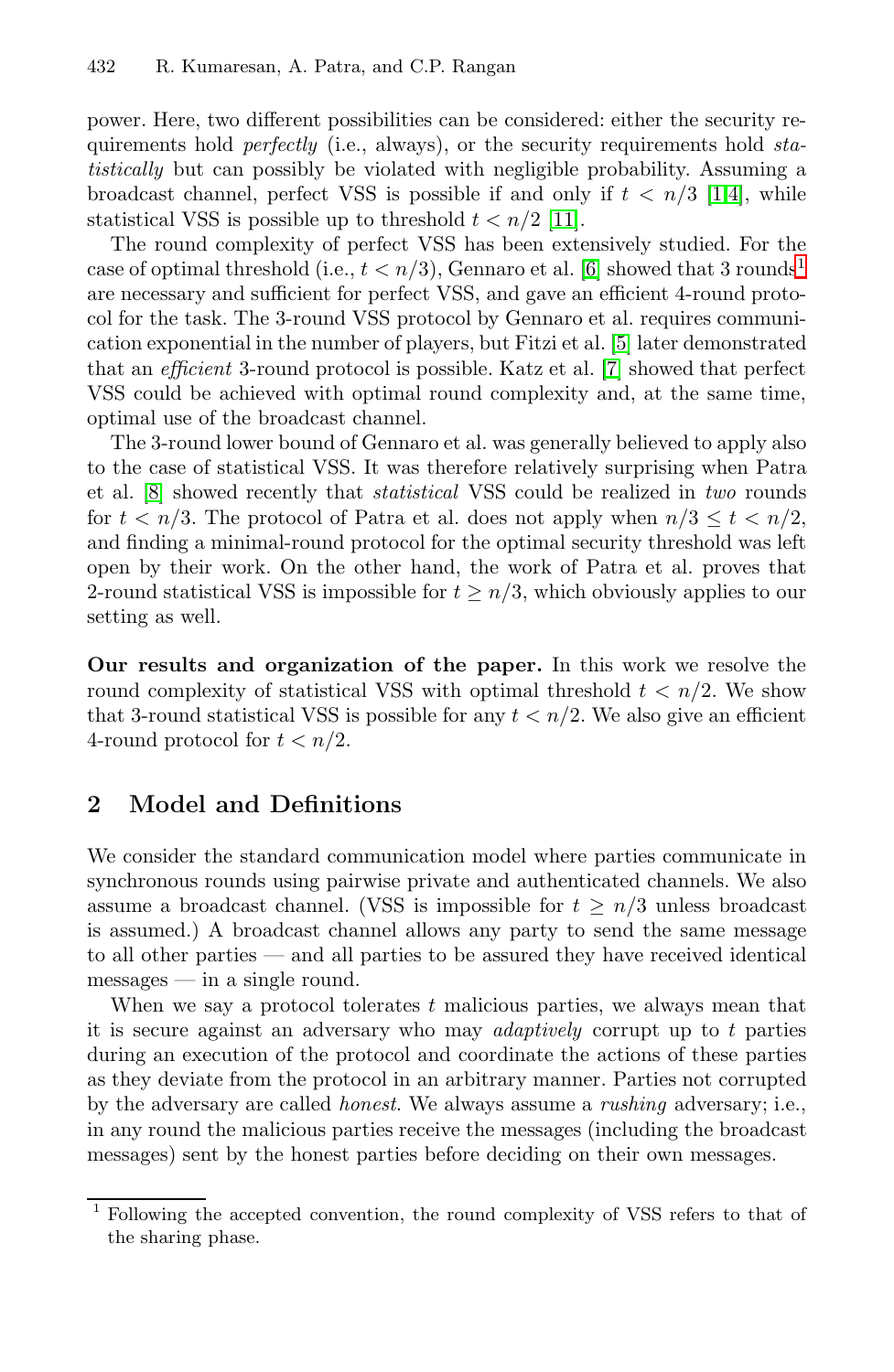power. Here, two different possibilities can be considered: either the security requirements hold *perfectly* (i.e., always), or the security requirements hold *statistically* but can possibly be violated with negligible probability. Assuming a broadcast channel, perfect VSS is possible if and only if $t < n/3$ [1,4], while statistical VSS is possible up to threshold $t < n/2$ [11].

The round complexity of perfect VSS has been extensively studied. For the case of optimal threshold (i.e., $t < n/3$), Gennaro et al. [6] showed that 3 rounds[1] are necessary and sufficient for perfect VSS, and gave an efficient 4-round protocol for the task. The 3-round VSS protocol by Gennaro et al. requires communication exponential in the number of players, but Fitzi et al. [5] later demonstrated that an *efficient* 3-round protocol is possible. Katz et al. [7] showed that perfect VSS could be achieved with optimal round complexity and, at the same time, optimal use of the broadcast channel.

The 3-round lower bound of Gennaro et al. was generally believed to apply also to the case of statistical VSS. It was therefore relatively surprising when Patra et al. [8] showed recently that *statistical* VSS could be realized in *two* rounds for $t < n/3$. The protocol of Patra et al. does not apply when $n/3 \leq t < n/2$, and finding a minimal-round protocol for the optimal security threshold was left open by their work. On the other hand, the work of Patra et al. proves that 2-round statistical VSS is impossible for $t \geq n/3$, which obviously applies to our setting as well.

**Our results and organization of the paper.** In this work we resolve the round complexity of statistical VSS with optimal threshold $t < n/2$. We show that 3-round statistical VSS is possible for any $t < n/2$. We also give an efficient 4-round protocol for $t < n/2$.

## 2 Model and Definitions

We consider the standard communication model where parties communicate in synchronous rounds using pairwise private and authenticated channels. We also assume a broadcast channel. (VSS is impossible for $t \geq n/3$ unless broadcast is assumed.) A broadcast channel allows any party to send the same message to all other parties — and all parties to be assured they have received identical messages — in a single round.

When we say a protocol tolerates $t$ malicious parties, we always mean that it is secure against an adversary who may *adaptively* corrupt up to $t$ parties during an execution of the protocol and coordinate the actions of these parties as they deviate from the protocol in an arbitrary manner. Parties not corrupted by the adversary are called *honest*. We always assume a *rushing* adversary; i.e., in any round the malicious parties receive the messages (including the broadcast messages) sent by the honest parties before deciding on their own messages.

[1] Following the accepted convention, the round complexity of VSS refers to that of the sharing phase.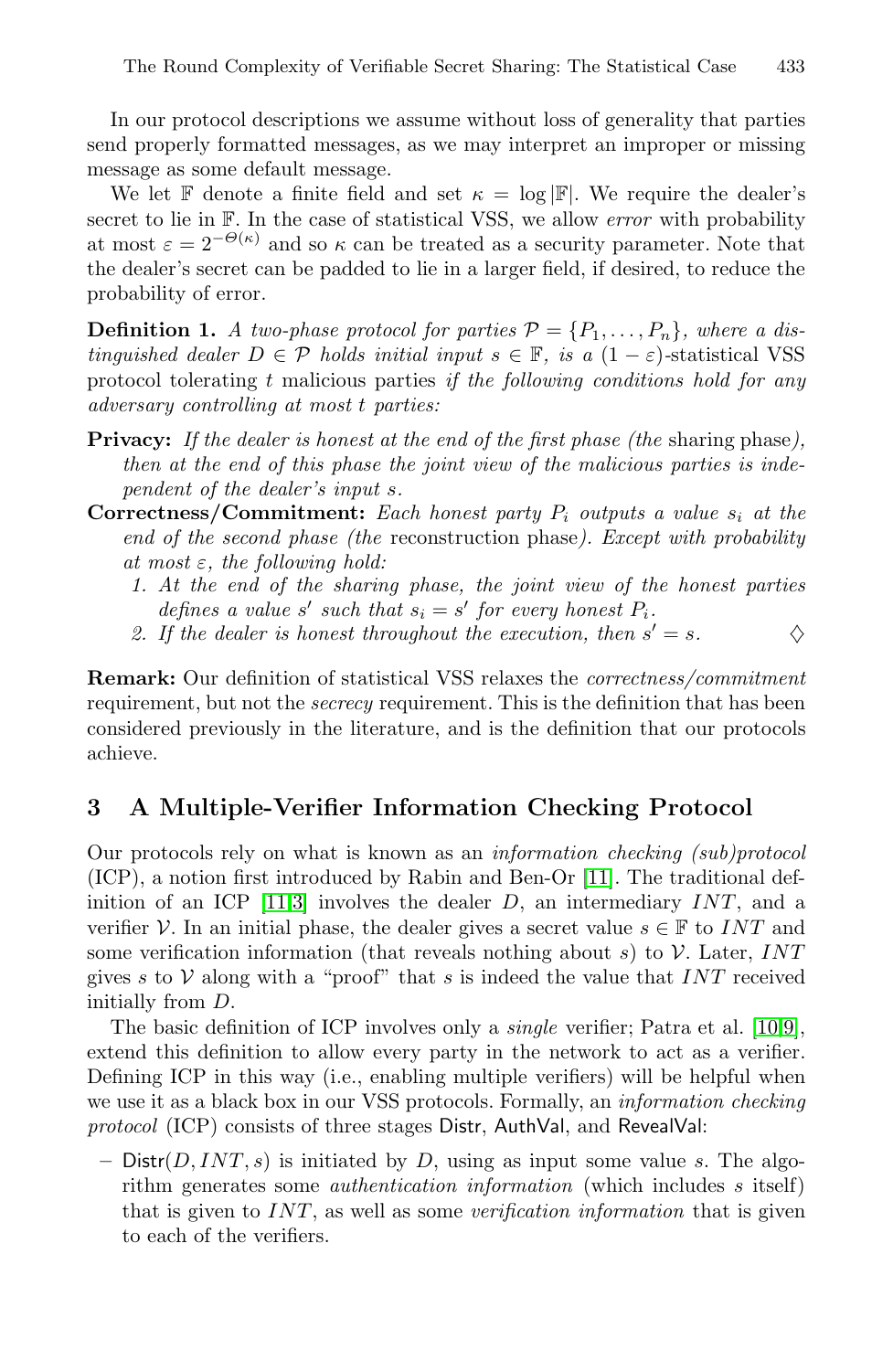In our protocol descriptions we assume without loss of generality that parties send properly formatted messages, as we may interpret an improper or missing message as some default message.

We let $\mathbb{F}$ denote a finite field and set $\kappa = \log |\mathbb{F}|$. We require the dealer's secret to lie in $\mathbb{F}$. In the case of statistical VSS, we allow *error* with probability at most $\varepsilon = 2^{-\Theta(\kappa)}$ and so $\kappa$ can be treated as a security parameter. Note that the dealer's secret can be padded to lie in a larger field, if desired, to reduce the probability of error.

**Definition 1.** *A two-phase protocol for parties $\mathcal{P} = \{P_1, \ldots, P_n\}$, where a distinguished dealer $D \in \mathcal{P}$ holds initial input $s \in \mathbb{F}$, is a* $(1 - \varepsilon)$-statistical VSS protocol tolerating $t$ malicious parties *if the following conditions hold for any adversary controlling at most $t$ parties:*

**Privacy:** *If the dealer is honest at the end of the first phase (the* sharing phase*), then at the end of this phase the joint view of the malicious parties is independent of the dealer's input $s$.*

**Correctness/Commitment:** *Each honest party $P_i$ outputs a value $s_i$ at the end of the second phase (the* reconstruction phase*). Except with probability at most $\varepsilon$, the following hold:*

1. *At the end of the sharing phase, the joint view of the honest parties defines a value $s'$ such that $s_i = s'$ for every honest $P_i$.*
2. *If the dealer is honest throughout the execution, then $s' = s$.* ♢

**Remark:** Our definition of statistical VSS relaxes the *correctness/commitment* requirement, but not the *secrecy* requirement. This is the definition that has been considered previously in the literature, and is the definition that our protocols achieve.

## 3 A Multiple-Verifier Information Checking Protocol

Our protocols rely on what is known as an *information checking (sub)protocol* (ICP), a notion first introduced by Rabin and Ben-Or [11]. The traditional definition of an ICP [11,3] involves the dealer $D$, an intermediary $INT$, and a verifier $\mathcal{V}$. In an initial phase, the dealer gives a secret value $s \in \mathbb{F}$ to $INT$ and some verification information (that reveals nothing about $s$) to $\mathcal{V}$. Later, $INT$ gives $s$ to $\mathcal{V}$ along with a "proof" that $s$ is indeed the value that $INT$ received initially from $D$.

The basic definition of ICP involves only a *single* verifier; Patra et al. [10,9], extend this definition to allow every party in the network to act as a verifier. Defining ICP in this way (i.e., enabling multiple verifiers) will be helpful when we use it as a black box in our VSS protocols. Formally, an *information checking protocol* (ICP) consists of three stages Distr, AuthVal, and RevealVal:

– Distr$(D, INT, s)$ is initiated by $D$, using as input some value $s$. The algorithm generates some *authentication information* (which includes $s$ itself) that is given to $INT$, as well as some *verification information* that is given to each of the verifiers.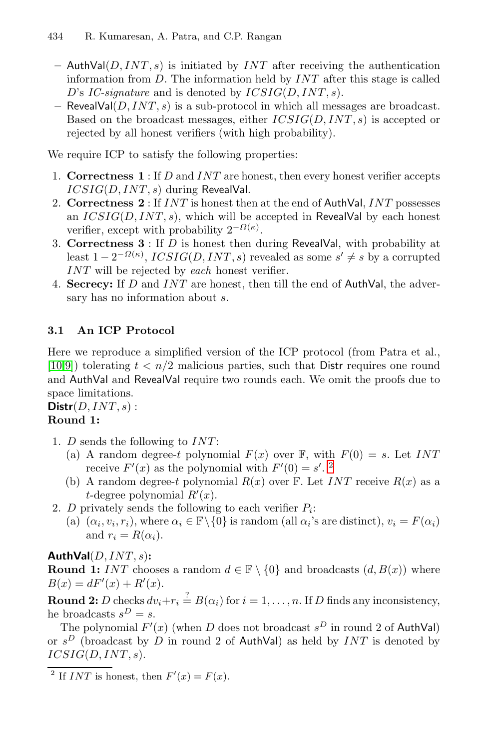- $\mathsf{AuthVal}(D, INT, s)$ is initiated by $INT$ after receiving the authentication information from $D$. The information held by $INT$ after this stage is called $D$'s *IC-signature* and is denoted by $ICSIG(D, INT, s)$.
- $\mathsf{RevealVal}(D, INT, s)$ is a sub-protocol in which all messages are broadcast. Based on the broadcast messages, either $ICSIG(D, INT, s)$ is accepted or rejected by all honest verifiers (with high probability).

We require ICP to satisfy the following properties:

1. **Correctness 1** : If $D$ and $INT$ are honest, then every honest verifier accepts $ICSIG(D, INT, s)$ during RevealVal.
2. **Correctness 2** : If $INT$ is honest then at the end of AuthVal, $INT$ possesses an $ICSIG(D, INT, s)$, which will be accepted in RevealVal by each honest verifier, except with probability $2^{-\Omega(\kappa)}$.
3. **Correctness 3** : If $D$ is honest then during RevealVal, with probability at least $1 - 2^{-\Omega(\kappa)}$, $ICSIG(D, INT, s)$ revealed as some $s' \neq s$ by a corrupted $INT$ will be rejected by *each* honest verifier.
4. **Secrecy:** If $D$ and $INT$ are honest, then till the end of AuthVal, the adversary has no information about $s$.

### 3.1 An ICP Protocol

Here we reproduce a simplified version of the ICP protocol (from Patra et al., [10,9]) tolerating $t < n/2$ malicious parties, such that Distr requires one round and AuthVal and RevealVal require two rounds each. We omit the proofs due to space limitations.

**Distr**$(D, INT, s)$ :
**Round 1:**

1. $D$ sends the following to $INT$:
   (a) A random degree-$t$ polynomial $F(x)$ over $\mathbb{F}$, with $F(0) = s$. Let $INT$ receive $F'(x)$ as the polynomial with $F'(0) = s'$. [2]
   (b) A random degree-$t$ polynomial $R(x)$ over $\mathbb{F}$. Let $INT$ receive $R(x)$ as a $t$-degree polynomial $R'(x)$.
2. $D$ privately sends the following to each verifier $P_i$:
   (a) $(\alpha_i, v_i, r_i)$, where $\alpha_i \in \mathbb{F} \setminus \{0\}$ is random (all $\alpha_i$'s are distinct), $v_i = F(\alpha_i)$ and $r_i = R(\alpha_i)$.

**AuthVal$(D, INT, s)$:**
**Round 1:** $INT$ chooses a random $d \in \mathbb{F} \setminus \{0\}$ and broadcasts $(d, B(x))$ where $B(x) = dF'(x) + R'(x)$.
**Round 2:** $D$ checks $dv_i + r_i \stackrel{?}{=} B(\alpha_i)$ for $i = 1, \ldots, n$. If $D$ finds any inconsistency, he broadcasts $s^D = s$.

The polynomial $F'(x)$ (when $D$ does not broadcast $s^D$ in round 2 of AuthVal) or $s^D$ (broadcast by $D$ in round 2 of AuthVal) as held by $INT$ is denoted by $ICSIG(D, INT, s)$.

[2] If $INT$ is honest, then $F'(x) = F(x)$.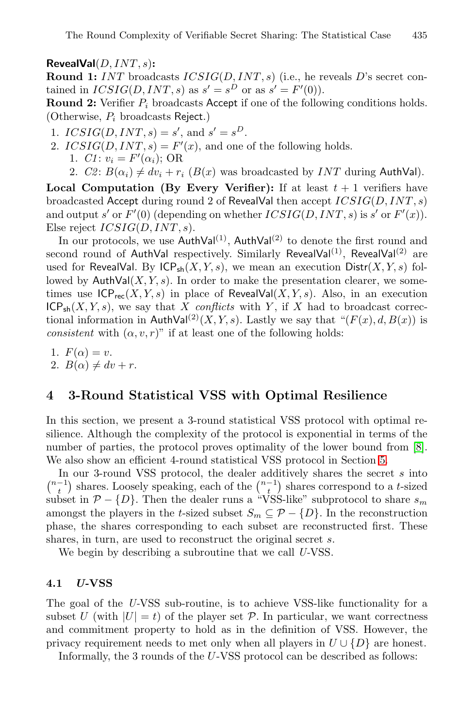**RevealVal**$(D, INT, s)$:

**Round 1:** $INT$ broadcasts $ICSIG(D, INT, s)$ (i.e., he reveals $D$'s secret contained in $ICSIG(D, INT, s)$ as $s' = s^D$ or as $s' = F'(0)$).

**Round 2:** Verifier $P_i$ broadcasts Accept if one of the following conditions holds. (Otherwise, $P_i$ broadcasts Reject.)

1. $ICSIG(D, INT, s) = s'$, and $s' = s^D$.
2. $ICSIG(D, INT, s) = F'(x)$, and one of the following holds.
   1. *C1*: $v_i = F'(\alpha_i)$; OR
   2. *C2*: $B(\alpha_i) \neq dv_i + r_i$ ($B(x)$ was broadcasted by $INT$ during AuthVal).

**Local Computation (By Every Verifier):** If at least $t + 1$ verifiers have broadcasted Accept during round 2 of RevealVal then accept $ICSIG(D, INT, s)$ and output $s'$ or $F'(0)$ (depending on whether $ICSIG(D, INT, s)$ is $s'$ or $F'(x)$). Else reject $ICSIG(D, INT, s)$.

In our protocols, we use $\mathsf{AuthVal}^{(1)}$, $\mathsf{AuthVal}^{(2)}$ to denote the first round and second round of AuthVal respectively. Similarly $\mathsf{RevealVal}^{(1)}$, $\mathsf{RevealVal}^{(2)}$ are used for RevealVal. By $\mathsf{ICP_{sh}}(X, Y, s)$, we mean an execution $\mathsf{Distr}(X, Y, s)$ followed by $\mathsf{AuthVal}(X, Y, s)$. In order to make the presentation clearer, we sometimes use $\mathsf{ICP_{rec}}(X, Y, s)$ in place of $\mathsf{RevealVal}(X, Y, s)$. Also, in an execution $\mathsf{ICP_{sh}}(X, Y, s)$, we say that $X$ *conflicts* with $Y$, if $X$ had to broadcast correctional information in $\mathsf{AuthVal}^{(2)}(X, Y, s)$. Lastly we say that "$(F(x), d, B(x))$ is *consistent* with $(\alpha, v, r)$" if at least one of the following holds:

1. $F(\alpha) = v$.
2. $B(\alpha) \neq dv + r$.

## 4 3-Round Statistical VSS with Optimal Resilience

In this section, we present a 3-round statistical VSS protocol with optimal resilience. Although the complexity of the protocol is exponential in terms of the number of parties, the protocol proves optimality of the lower bound from [8]. We also show an efficient 4-round statistical VSS protocol in Section 5.

In our 3-round VSS protocol, the dealer additively shares the secret $s$ into $\binom{n-1}{t}$ shares. Loosely speaking, each of the $\binom{n-1}{t}$ shares correspond to a $t$-sized subset in $\mathcal{P} - \{D\}$. Then the dealer runs a "VSS-like" subprotocol to share $s_m$ amongst the players in the $t$-sized subset $S_m \subseteq \mathcal{P} - \{D\}$. In the reconstruction phase, the shares corresponding to each subset are reconstructed first. These shares, in turn, are used to reconstruct the original secret $s$.

We begin by describing a subroutine that we call $U$-VSS.

### 4.1 $U$-VSS

The goal of the $U$-VSS sub-routine, is to achieve VSS-like functionality for a subset $U$ (with $|U| = t$) of the player set $\mathcal{P}$. In particular, we want correctness and commitment property to hold as in the definition of VSS. However, the privacy requirement needs to met only when all players in $U \cup \{D\}$ are honest.

Informally, the 3 rounds of the $U$-VSS protocol can be described as follows: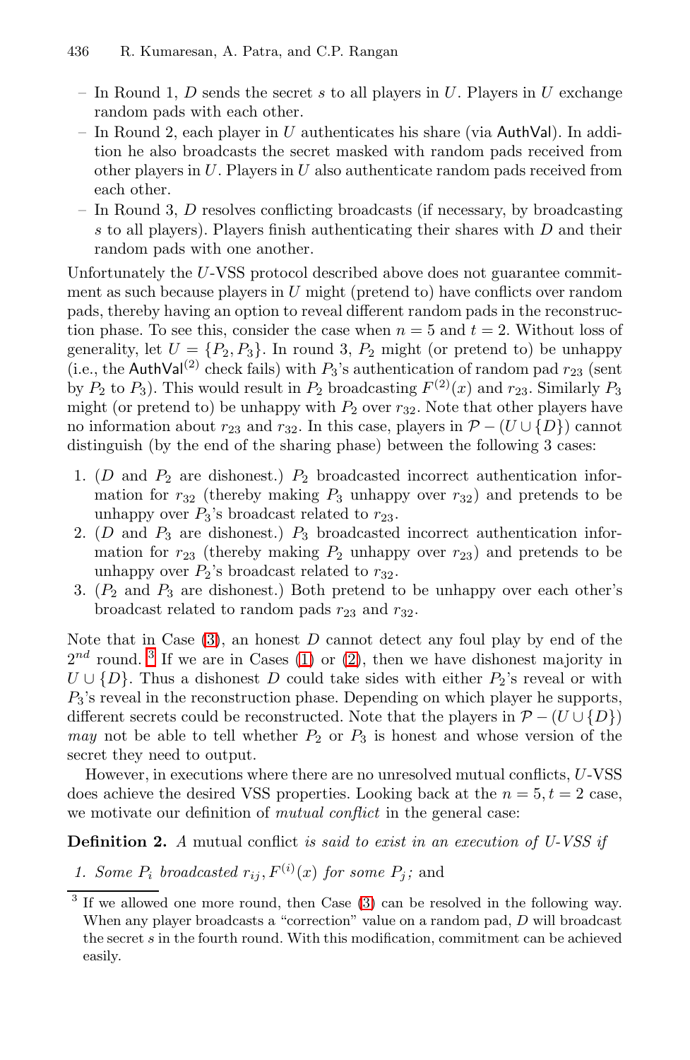- In Round 1, $D$ sends the secret $s$ to all players in $U$. Players in $U$ exchange random pads with each other.
- In Round 2, each player in $U$ authenticates his share (via AuthVal). In addition he also broadcasts the secret masked with random pads received from other players in $U$. Players in $U$ also authenticate random pads received from each other.
- In Round 3, $D$ resolves conflicting broadcasts (if necessary, by broadcasting $s$ to all players). Players finish authenticating their shares with $D$ and their random pads with one another.

Unfortunately the $U$-VSS protocol described above does not guarantee commitment as such because players in $U$ might (pretend to) have conflicts over random pads, thereby having an option to reveal different random pads in the reconstruction phase. To see this, consider the case when $n = 5$ and $t = 2$. Without loss of generality, let $U = \{P_2, P_3\}$. In round 3, $P_2$ might (or pretend to) be unhappy (i.e., the $\mathsf{AuthVal}^{(2)}$ check fails) with $P_3$'s authentication of random pad $r_{23}$ (sent by $P_2$ to $P_3$). This would result in $P_2$ broadcasting $F^{(2)}(x)$ and $r_{23}$. Similarly $P_3$ might (or pretend to) be unhappy with $P_2$ over $r_{32}$. Note that other players have no information about $r_{23}$ and $r_{32}$. In this case, players in $\mathcal{P} - (U \cup \{D\})$ cannot distinguish (by the end of the sharing phase) between the following 3 cases:

1. ($D$ and $P_2$ are dishonest.) $P_2$ broadcasted incorrect authentication information for $r_{32}$ (thereby making $P_3$ unhappy over $r_{32}$) and pretends to be unhappy over $P_3$'s broadcast related to $r_{23}$.
2. ($D$ and $P_3$ are dishonest.) $P_3$ broadcasted incorrect authentication information for $r_{23}$ (thereby making $P_2$ unhappy over $r_{23}$) and pretends to be unhappy over $P_2$'s broadcast related to $r_{32}$.
3. ($P_2$ and $P_3$ are dishonest.) Both pretend to be unhappy over each other's broadcast related to random pads $r_{23}$ and $r_{32}$.

Note that in Case (3), an honest $D$ cannot detect any foul play by end of the $2^{nd}$ round. [3] If we are in Cases (1) or (2), then we have dishonest majority in $U \cup \{D\}$. Thus a dishonest $D$ could take sides with either $P_2$'s reveal or with $P_3$'s reveal in the reconstruction phase. Depending on which player he supports, different secrets could be reconstructed. Note that the players in $\mathcal{P} - (U \cup \{D\})$ *may* not be able to tell whether $P_2$ or $P_3$ is honest and whose version of the secret they need to output.

However, in executions where there are no unresolved mutual conflicts, $U$-VSS does achieve the desired VSS properties. Looking back at the $n = 5, t = 2$ case, we motivate our definition of *mutual conflict* in the general case:

**Definition 2.** *A* mutual conflict *is said to exist in an execution of U-VSS if*

1. *Some $P_i$ broadcasted $r_{ij}, F^{(i)}(x)$ for some $P_j$;* and

[3] If we allowed one more round, then Case (3) can be resolved in the following way. When any player broadcasts a "correction" value on a random pad, $D$ will broadcast the secret $s$ in the fourth round. With this modification, commitment can be achieved easily.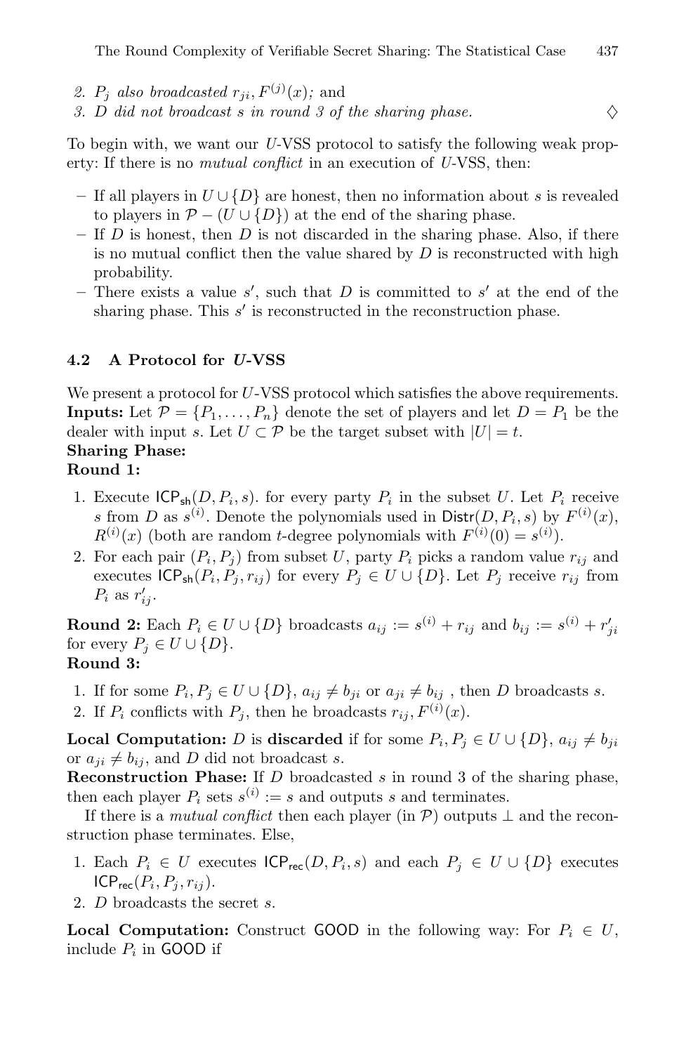2. $P_j$ *also broadcasted* $r_{ji}, F^{(j)}(x)$*;* and
3. *D did not broadcast s in round 3 of the sharing phase.* ◇

To begin with, we want our $U$-VSS protocol to satisfy the following weak property: If there is no *mutual conflict* in an execution of $U$-VSS, then:

- If all players in $U \cup \{D\}$ are honest, then no information about $s$ is revealed to players in $\mathcal{P} - (U \cup \{D\})$ at the end of the sharing phase.
- If $D$ is honest, then $D$ is not discarded in the sharing phase. Also, if there is no mutual conflict then the value shared by $D$ is reconstructed with high probability.
- There exists a value $s'$, such that $D$ is committed to $s'$ at the end of the sharing phase. This $s'$ is reconstructed in the reconstruction phase.

### 4.2 A Protocol for $U$-VSS

We present a protocol for $U$-VSS protocol which satisfies the above requirements.
**Inputs:** Let $\mathcal{P} = \{P_1, \ldots, P_n\}$ denote the set of players and let $D = P_1$ be the dealer with input $s$. Let $U \subset \mathcal{P}$ be the target subset with $|U| = t$.
**Sharing Phase:**
**Round 1:**

1. Execute $\mathsf{ICP_{sh}}(D, P_i, s)$. for every party $P_i$ in the subset $U$. Let $P_i$ receive $s$ from $D$ as $s^{(i)}$. Denote the polynomials used in $\mathsf{Distr}(D, P_i, s)$ by $F^{(i)}(x)$, $R^{(i)}(x)$ (both are random $t$-degree polynomials with $F^{(i)}(0) = s^{(i)}$).
2. For each pair $(P_i, P_j)$ from subset $U$, party $P_i$ picks a random value $r_{ij}$ and executes $\mathsf{ICP_{sh}}(P_i, P_j, r_{ij})$ for every $P_j \in U \cup \{D\}$. Let $P_j$ receive $r_{ij}$ from $P_i$ as $r'_{ij}$.

**Round 2:** Each $P_i \in U \cup \{D\}$ broadcasts $a_{ij} := s^{(i)} + r_{ij}$ and $b_{ij} := s^{(i)} + r'_{ji}$ for every $P_j \in U \cup \{D\}$.
**Round 3:**

1. If for some $P_i, P_j \in U \cup \{D\}$, $a_{ij} \neq b_{ji}$ or $a_{ji} \neq b_{ij}$ , then $D$ broadcasts $s$.
2. If $P_i$ conflicts with $P_j$, then he broadcasts $r_{ij}, F^{(i)}(x)$.

**Local Computation:** $D$ is **discarded** if for some $P_i, P_j \in U \cup \{D\}$, $a_{ij} \neq b_{ji}$ or $a_{ji} \neq b_{ij}$, and $D$ did not broadcast $s$.
**Reconstruction Phase:** If $D$ broadcasted $s$ in round 3 of the sharing phase, then each player $P_i$ sets $s^{(i)} := s$ and outputs $s$ and terminates.

If there is a *mutual conflict* then each player (in $\mathcal{P}$) outputs $\perp$ and the reconstruction phase terminates. Else,

1. Each $P_i \in U$ executes $\mathsf{ICP_{rec}}(D, P_i, s)$ and each $P_j \in U \cup \{D\}$ executes $\mathsf{ICP_{rec}}(P_i, P_j, r_{ij})$.
2. $D$ broadcasts the secret $s$.

**Local Computation:** Construct $\mathsf{GOOD}$ in the following way: For $P_i \in U$, include $P_i$ in $\mathsf{GOOD}$ if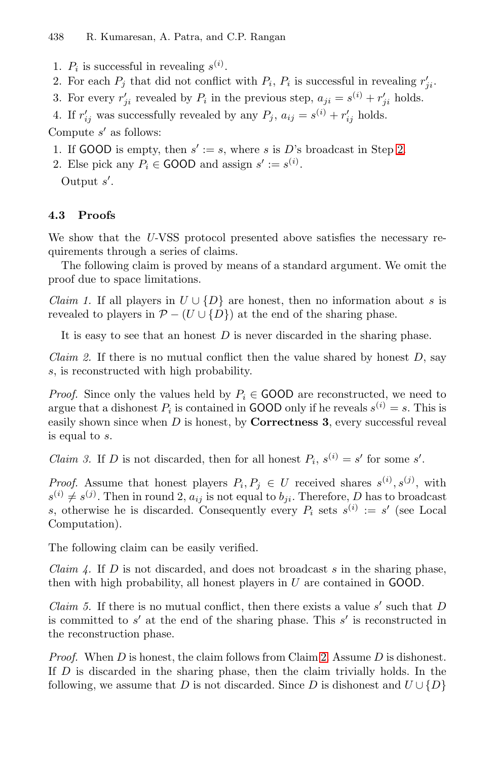1. $P_i$ is successful in revealing $s^{(i)}$.
2. For each $P_j$ that did not conflict with $P_i$, $P_i$ is successful in revealing $r'_{ji}$.
3. For every $r'_{ji}$ revealed by $P_i$ in the previous step, $a_{ji} = s^{(i)} + r'_{ji}$ holds.
4. If $r'_{ij}$ was successfully revealed by any $P_j$, $a_{ij} = s^{(i)} + r'_{ij}$ holds.

Compute $s'$ as follows:

1. If GOOD is empty, then $s' := s$, where $s$ is $D$'s broadcast in Step 2.
2. Else pick any $P_i \in$ GOOD and assign $s' := s^{(i)}$.

   Output $s'$.

### 4.3 Proofs

We show that the $U$-VSS protocol presented above satisfies the necessary requirements through a series of claims.

The following claim is proved by means of a standard argument. We omit the proof due to space limitations.

*Claim 1.* If all players in $U \cup \{D\}$ are honest, then no information about $s$ is revealed to players in $\mathcal{P} - (U \cup \{D\})$ at the end of the sharing phase.

It is easy to see that an honest $D$ is never discarded in the sharing phase.

*Claim 2.* If there is no mutual conflict then the value shared by honest $D$, say $s$, is reconstructed with high probability.

*Proof.* Since only the values held by $P_i \in$ GOOD are reconstructed, we need to argue that a dishonest $P_i$ is contained in GOOD only if he reveals $s^{(i)} = s$. This is easily shown since when $D$ is honest, by **Correctness 3**, every successful reveal is equal to $s$.

*Claim 3.* If $D$ is not discarded, then for all honest $P_i$, $s^{(i)} = s'$ for some $s'$.

*Proof.* Assume that honest players $P_i, P_j \in U$ received shares $s^{(i)}, s^{(j)}$, with $s^{(i)} \neq s^{(j)}$. Then in round 2, $a_{ij}$ is not equal to $b_{ji}$. Therefore, $D$ has to broadcast $s$, otherwise he is discarded. Consequently every $P_i$ sets $s^{(i)} := s'$ (see Local Computation).

The following claim can be easily verified.

*Claim 4.* If $D$ is not discarded, and does not broadcast $s$ in the sharing phase, then with high probability, all honest players in $U$ are contained in GOOD.

*Claim 5.* If there is no mutual conflict, then there exists a value $s'$ such that $D$ is committed to $s'$ at the end of the sharing phase. This $s'$ is reconstructed in the reconstruction phase.

*Proof.* When $D$ is honest, the claim follows from Claim 2. Assume $D$ is dishonest. If $D$ is discarded in the sharing phase, then the claim trivially holds. In the following, we assume that $D$ is not discarded. Since $D$ is dishonest and $U \cup \{D\}$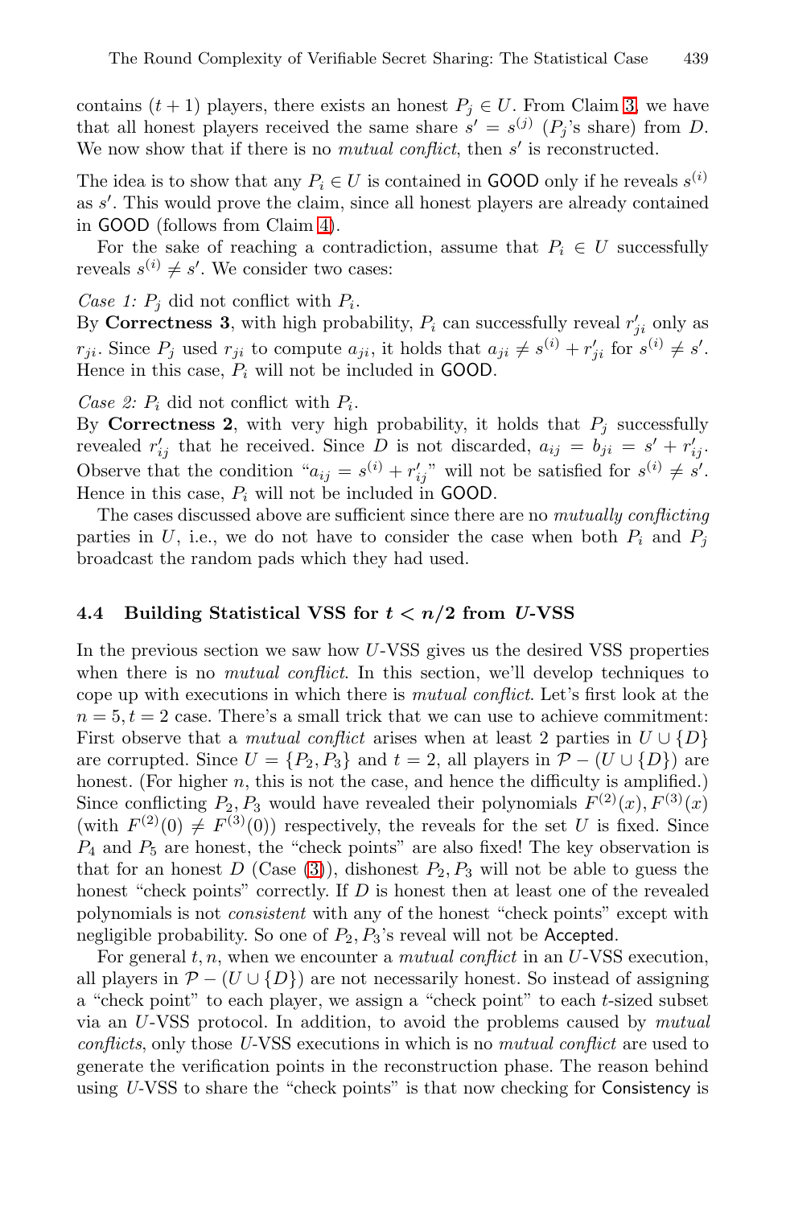contains $(t+1)$ players, there exists an honest $P_j \in U$. From Claim 3, we have that all honest players received the same share $s' = s^{(j)}$ ($P_j$'s share) from $D$. We now show that if there is no *mutual conflict*, then $s'$ is reconstructed.

The idea is to show that any $P_i \in U$ is contained in GOOD only if he reveals $s^{(i)}$ as $s'$. This would prove the claim, since all honest players are already contained in GOOD (follows from Claim 4).

For the sake of reaching a contradiction, assume that $P_i \in U$ successfully reveals $s^{(i)} \neq s'$. We consider two cases:

*Case 1:* $P_j$ did not conflict with $P_i$.
By **Correctness 3**, with high probability, $P_i$ can successfully reveal $r'_{ji}$ only as $r_{ji}$. Since $P_j$ used $r_{ji}$ to compute $a_{ji}$, it holds that $a_{ji} \neq s^{(i)} + r'_{ji}$ for $s^{(i)} \neq s'$. Hence in this case, $P_i$ will not be included in GOOD.

*Case 2:* $P_i$ did not conflict with $P_i$.
By **Correctness 2**, with very high probability, it holds that $P_j$ successfully revealed $r'_{ij}$ that he received. Since $D$ is not discarded, $a_{ij} = b_{ji} = s' + r'_{ij}$. Observe that the condition "$a_{ij} = s^{(i)} + r'_{ij}$" will not be satisfied for $s^{(i)} \neq s'$. Hence in this case, $P_i$ will not be included in GOOD.

The cases discussed above are sufficient since there are no *mutually conflicting* parties in $U$, i.e., we do not have to consider the case when both $P_i$ and $P_j$ broadcast the random pads which they had used.

### 4.4 Building Statistical VSS for $t < n/2$ from $U$-VSS

In the previous section we saw how $U$-VSS gives us the desired VSS properties when there is no *mutual conflict*. In this section, we'll develop techniques to cope up with executions in which there is *mutual conflict*. Let's first look at the $n = 5, t = 2$ case. There's a small trick that we can use to achieve commitment: First observe that a *mutual conflict* arises when at least 2 parties in $U \cup \{D\}$ are corrupted. Since $U = \{P_2, P_3\}$ and $t = 2$, all players in $\mathcal{P} - (U \cup \{D\})$ are honest. (For higher $n$, this is not the case, and hence the difficulty is amplified.) Since conflicting $P_2, P_3$ would have revealed their polynomials $F^{(2)}(x), F^{(3)}(x)$ (with $F^{(2)}(0) \neq F^{(3)}(0)$) respectively, the reveals for the set $U$ is fixed. Since $P_4$ and $P_5$ are honest, the "check points" are also fixed! The key observation is that for an honest $D$ (Case (3)), dishonest $P_2, P_3$ will not be able to guess the honest "check points" correctly. If $D$ is honest then at least one of the revealed polynomials is not *consistent* with any of the honest "check points" except with negligible probability. So one of $P_2, P_3$'s reveal will not be Accepted.

For general $t, n$, when we encounter a *mutual conflict* in an $U$-VSS execution, all players in $\mathcal{P} - (U \cup \{D\})$ are not necessarily honest. So instead of assigning a "check point" to each player, we assign a "check point" to each $t$-sized subset via an $U$-VSS protocol. In addition, to avoid the problems caused by *mutual conflicts*, only those $U$-VSS executions in which is no *mutual conflict* are used to generate the verification points in the reconstruction phase. The reason behind using $U$-VSS to share the "check points" is that now checking for Consistency is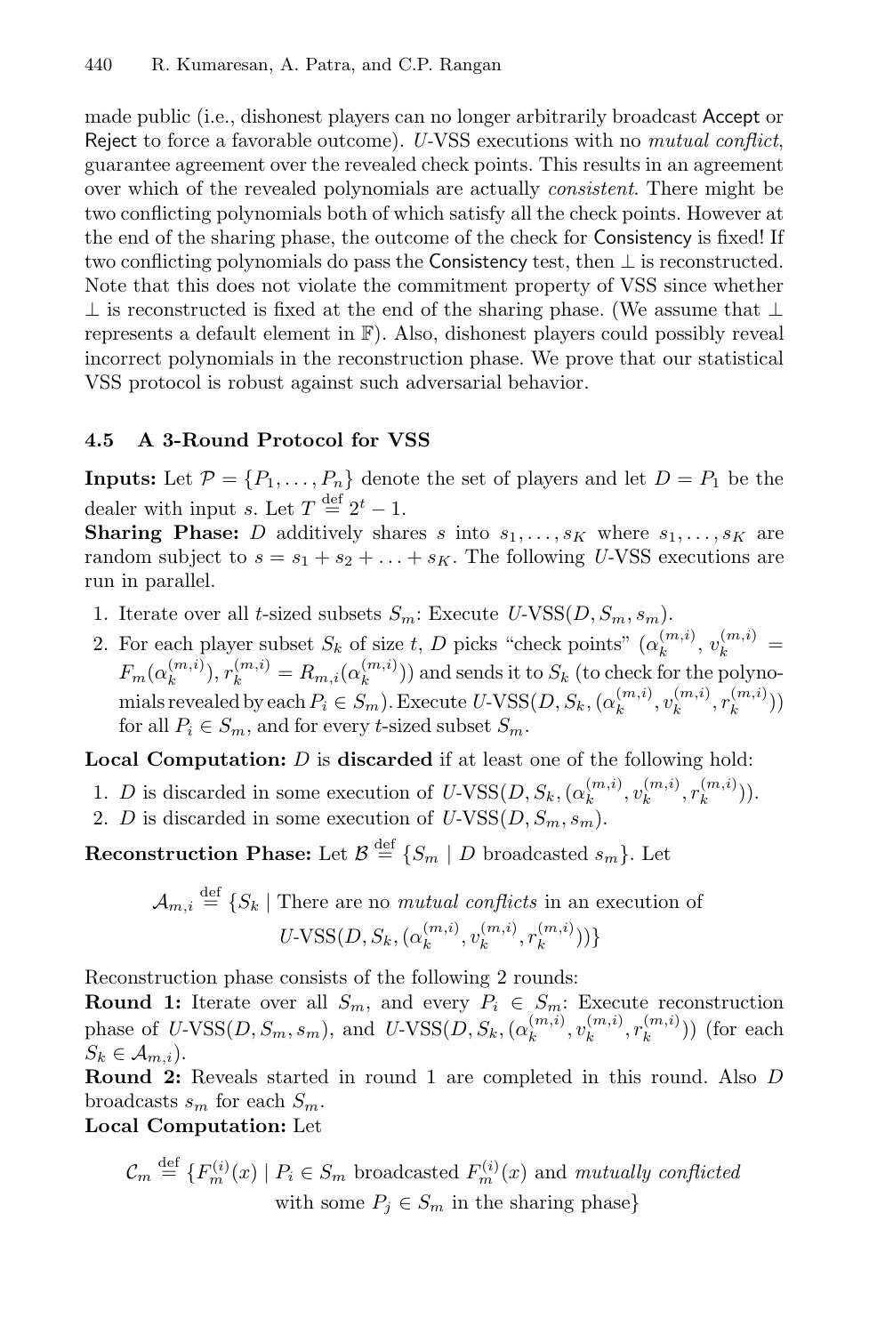made public (i.e., dishonest players can no longer arbitrarily broadcast Accept or Reject to force a favorable outcome). $U$-VSS executions with no *mutual conflict*, guarantee agreement over the revealed check points. This results in an agreement over which of the revealed polynomials are actually *consistent*. There might be two conflicting polynomials both of which satisfy all the check points. However at the end of the sharing phase, the outcome of the check for Consistency is fixed! If two conflicting polynomials do pass the Consistency test, then $\perp$ is reconstructed. Note that this does not violate the commitment property of VSS since whether $\perp$ is reconstructed is fixed at the end of the sharing phase. (We assume that $\perp$ represents a default element in $\mathbb{F}$). Also, dishonest players could possibly reveal incorrect polynomials in the reconstruction phase. We prove that our statistical VSS protocol is robust against such adversarial behavior.

### 4.5 A 3-Round Protocol for VSS

**Inputs:** Let $\mathcal{P} = \{P_1, \ldots, P_n\}$ denote the set of players and let $D = P_1$ be the dealer with input $s$. Let $T \stackrel{\text{def}}{=} 2^t - 1$.

**Sharing Phase:** $D$ additively shares $s$ into $s_1, \ldots, s_K$ where $s_1, \ldots, s_K$ are random subject to $s = s_1 + s_2 + \ldots + s_K$. The following $U$-VSS executions are run in parallel.

1. Iterate over all $t$-sized subsets $S_m$: Execute $U$-VSS$(D, S_m, s_m)$.
2. For each player subset $S_k$ of size $t$, $D$ picks "check points" $(\alpha_k^{(m,i)}, v_k^{(m,i)} = F_m(\alpha_k^{(m,i)}), r_k^{(m,i)} = R_{m,i}(\alpha_k^{(m,i)}))$ and sends it to $S_k$ (to check for the polynomials revealed by each $P_i \in S_m$). Execute $U$-VSS$(D, S_k, (\alpha_k^{(m,i)}, v_k^{(m,i)}, r_k^{(m,i)}))$ for all $P_i \in S_m$, and for every $t$-sized subset $S_m$.

**Local Computation:** $D$ is **discarded** if at least one of the following hold:

1. $D$ is discarded in some execution of $U$-VSS$(D, S_k, (\alpha_k^{(m,i)}, v_k^{(m,i)}, r_k^{(m,i)}))$.
2. $D$ is discarded in some execution of $U$-VSS$(D, S_m, s_m)$.

**Reconstruction Phase:** Let $\mathcal{B} \stackrel{\text{def}}{=} \{S_m \mid D \text{ broadcasted } s_m\}$. Let

$$\mathcal{A}_{m,i} \stackrel{\text{def}}{=} \{S_k \mid \text{There are no } \textit{mutual conflicts} \text{ in an execution of } U\text{-VSS}(D, S_k, (\alpha_k^{(m,i)}, v_k^{(m,i)}, r_k^{(m,i)}))\}$$

Reconstruction phase consists of the following 2 rounds:

**Round 1:** Iterate over all $S_m$, and every $P_i \in S_m$: Execute reconstruction phase of $U$-VSS$(D, S_m, s_m)$, and $U$-VSS$(D, S_k, (\alpha_k^{(m,i)}, v_k^{(m,i)}, r_k^{(m,i)}))$ (for each $S_k \in \mathcal{A}_{m,i}$).

**Round 2:** Reveals started in round 1 are completed in this round. Also $D$ broadcasts $s_m$ for each $S_m$.

**Local Computation:** Let

$$\mathcal{C}_m \stackrel{\text{def}}{=} \{F_m^{(i)}(x) \mid P_i \in S_m \text{ broadcasted } F_m^{(i)}(x) \text{ and } \textit{mutually conflicted} \text{ with some } P_j \in S_m \text{ in the sharing phase}\}$$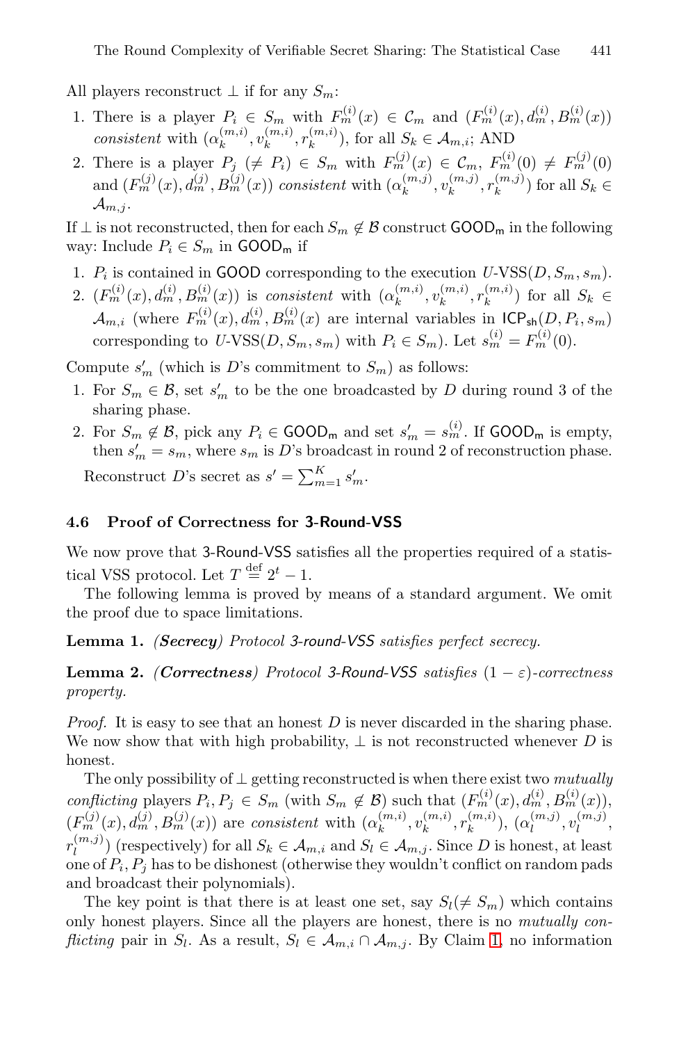All players reconstruct $\perp$ if for any $S_m$:

1. There is a player $P_i \in S_m$ with $F_m^{(i)}(x) \in \mathcal{C}_m$ and $(F_m^{(i)}(x), d_m^{(i)}, B_m^{(i)}(x))$ *consistent* with $(\alpha_k^{(m,i)}, v_k^{(m,i)}, r_k^{(m,i)})$, for all $S_k \in \mathcal{A}_{m,i}$; AND
2. There is a player $P_j (\neq P_i) \in S_m$ with $F_m^{(j)}(x) \in \mathcal{C}_m$, $F_m^{(i)}(0) \neq F_m^{(j)}(0)$ and $(F_m^{(j)}(x), d_m^{(j)}, B_m^{(j)}(x))$ *consistent* with $(\alpha_k^{(m,j)}, v_k^{(m,j)}, r_k^{(m,j)})$ for all $S_k \in \mathcal{A}_{m,j}$.

If $\perp$ is not reconstructed, then for each $S_m \notin \mathcal{B}$ construct $\mathsf{GOOD_m}$ in the following way: Include $P_i \in S_m$ in $\mathsf{GOOD_m}$ if

1. $P_i$ is contained in $\mathsf{GOOD}$ corresponding to the execution $U$-VSS$(D, S_m, s_m)$.
2. $(F_m^{(i)}(x), d_m^{(i)}, B_m^{(i)}(x))$ is *consistent* with $(\alpha_k^{(m,i)}, v_k^{(m,i)}, r_k^{(m,i)})$ for all $S_k \in \mathcal{A}_{m,i}$ (where $F_m^{(i)}(x), d_m^{(i)}, B_m^{(i)}(x)$ are internal variables in $\mathsf{ICP_{sh}}(D, P_i, s_m)$ corresponding to $U$-VSS$(D, S_m, s_m)$ with $P_i \in S_m$). Let $s_m^{(i)} = F_m^{(i)}(0)$.

Compute $s'_m$ (which is $D$'s commitment to $S_m$) as follows:

1. For $S_m \in \mathcal{B}$, set $s'_m$ to be the one broadcasted by $D$ during round 3 of the sharing phase.
2. For $S_m \notin \mathcal{B}$, pick any $P_i \in \mathsf{GOOD_m}$ and set $s'_m = s_m^{(i)}$. If $\mathsf{GOOD_m}$ is empty, then $s'_m = s_m$, where $s_m$ is $D$'s broadcast in round 2 of reconstruction phase.

Reconstruct $D$'s secret as $s' = \sum_{m=1}^{K} s'_m$.

### 4.6 Proof of Correctness for 3-Round-VSS

We now prove that $\mathsf{3\text{-}Round\text{-}VSS}$ satisfies all the properties required of a statistical VSS protocol. Let $T \stackrel{\text{def}}{=} 2^t - 1$.

The following lemma is proved by means of a standard argument. We omit the proof due to space limitations.

**Lemma 1.** *(**Secrecy**) Protocol 3-round-VSS satisfies perfect secrecy.*

**Lemma 2.** *(**Correctness**) Protocol 3-Round-VSS satisfies* $(1 - \varepsilon)$*-correctness property.*

*Proof.* It is easy to see that an honest $D$ is never discarded in the sharing phase. We now show that with high probability, $\perp$ is not reconstructed whenever $D$ is honest.

The only possibility of $\perp$ getting reconstructed is when there exist two *mutually conflicting* players $P_i, P_j \in S_m$ (with $S_m \notin \mathcal{B}$) such that $(F_m^{(i)}(x), d_m^{(i)}, B_m^{(i)}(x))$, $(F_m^{(j)}(x), d_m^{(j)}, B_m^{(j)}(x))$ are *consistent* with $(\alpha_k^{(m,i)}, v_k^{(m,i)}, r_k^{(m,i)})$, $(\alpha_l^{(m,j)}, v_l^{(m,j)}, r_l^{(m,j)})$ (respectively) for all $S_k \in \mathcal{A}_{m,i}$ and $S_l \in \mathcal{A}_{m,j}$. Since $D$ is honest, at least one of $P_i, P_j$ has to be dishonest (otherwise they wouldn't conflict on random pads and broadcast their polynomials).

The key point is that there is at least one set, say $S_l (\neq S_m)$ which contains only honest players. Since all the players are honest, there is no *mutually conflicting* pair in $S_l$. As a result, $S_l \in \mathcal{A}_{m,i} \cap \mathcal{A}_{m,j}$. By Claim 1, no information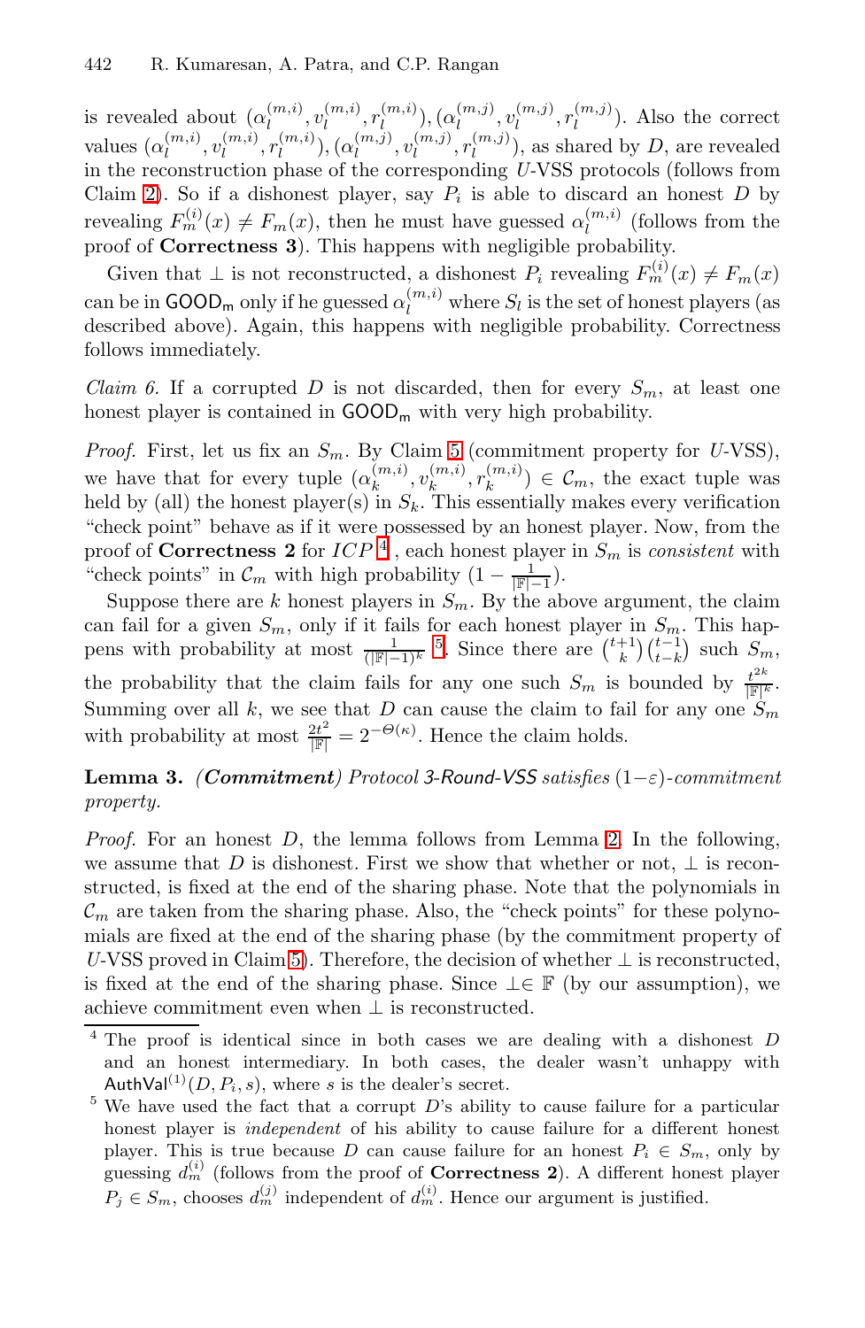is revealed about $(\alpha_l^{(m,i)}, v_l^{(m,i)}, r_l^{(m,i)}), (\alpha_l^{(m,j)}, v_l^{(m,j)}, r_l^{(m,j)})$. Also the correct values $(\alpha_l^{(m,i)}, v_l^{(m,i)}, r_l^{(m,i)}), (\alpha_l^{(m,j)}, v_l^{(m,j)}, r_l^{(m,j)})$, as shared by $D$, are revealed in the reconstruction phase of the corresponding $U$-VSS protocols (follows from Claim 2). So if a dishonest player, say $P_i$ is able to discard an honest $D$ by revealing $F_m^{(i)}(x) \neq F_m(x)$, then he must have guessed $\alpha_l^{(m,i)}$ (follows from the proof of **Correctness 3**). This happens with negligible probability.

Given that $\perp$ is not reconstructed, a dishonest $P_i$ revealing $F_m^{(i)}(x) \neq F_m(x)$ can be in $\mathsf{GOOD_m}$ only if he guessed $\alpha_l^{(m,i)}$ where $S_l$ is the set of honest players (as described above). Again, this happens with negligible probability. Correctness follows immediately.

*Claim 6.* If a corrupted $D$ is not discarded, then for every $S_m$, at least one honest player is contained in $\mathsf{GOOD_m}$ with very high probability.

*Proof.* First, let us fix an $S_m$. By Claim 5 (commitment property for $U$-VSS), we have that for every tuple $(\alpha_k^{(m,i)}, v_k^{(m,i)}, r_k^{(m,i)}) \in \mathcal{C}_m$, the exact tuple was held by (all) the honest player(s) in $S_k$. This essentially makes every verification "check point" behave as if it were possessed by an honest player. Now, from the proof of **Correctness 2** for $ICP$ [4], each honest player in $S_m$ is *consistent* with "check points" in $\mathcal{C}_m$ with high probability $(1 - \frac{1}{|\mathbb{F}|-1})$.

Suppose there are $k$ honest players in $S_m$. By the above argument, the claim can fail for a given $S_m$, only if it fails for each honest player in $S_m$. This happens with probability at most $\frac{1}{(|\mathbb{F}|-1)^k}$ [5]. Since there are $\binom{t+1}{k}\binom{t-1}{t-k}$ such $S_m$, the probability that the claim fails for any one such $S_m$ is bounded by $\frac{t^{2k}}{|\mathbb{F}|^k}$. Summing over all $k$, we see that $D$ can cause the claim to fail for any one $S_m$ with probability at most $\frac{2t^2}{|\mathbb{F}|} = 2^{-\Theta(\kappa)}$. Hence the claim holds.

**Lemma 3.** *(**Commitment**) Protocol 3-Round-VSS satisfies* $(1-\varepsilon)$*-commitment property.*

*Proof.* For an honest $D$, the lemma follows from Lemma 2. In the following, we assume that $D$ is dishonest. First we show that whether or not, $\perp$ is reconstructed, is fixed at the end of the sharing phase. Note that the polynomials in $\mathcal{C}_m$ are taken from the sharing phase. Also, the "check points" for these polynomials are fixed at the end of the sharing phase (by the commitment property of $U$-VSS proved in Claim 5). Therefore, the decision of whether $\perp$ is reconstructed, is fixed at the end of the sharing phase. Since $\perp \in \mathbb{F}$ (by our assumption), we achieve commitment even when $\perp$ is reconstructed.

---

[4] The proof is identical since in both cases we are dealing with a dishonest $D$ and an honest intermediary. In both cases, the dealer wasn't unhappy with $\mathsf{AuthVal}^{(1)}(D, P_i, s)$, where $s$ is the dealer's secret.

[5] We have used the fact that a corrupt $D$'s ability to cause failure for a particular honest player is *independent* of his ability to cause failure for a different honest player. This is true because $D$ can cause failure for an honest $P_i \in S_m$, only by guessing $d_m^{(i)}$ (follows from the proof of **Correctness 2**). A different honest player $P_j \in S_m$, chooses $d_m^{(j)}$ independent of $d_m^{(i)}$. Hence our argument is justified.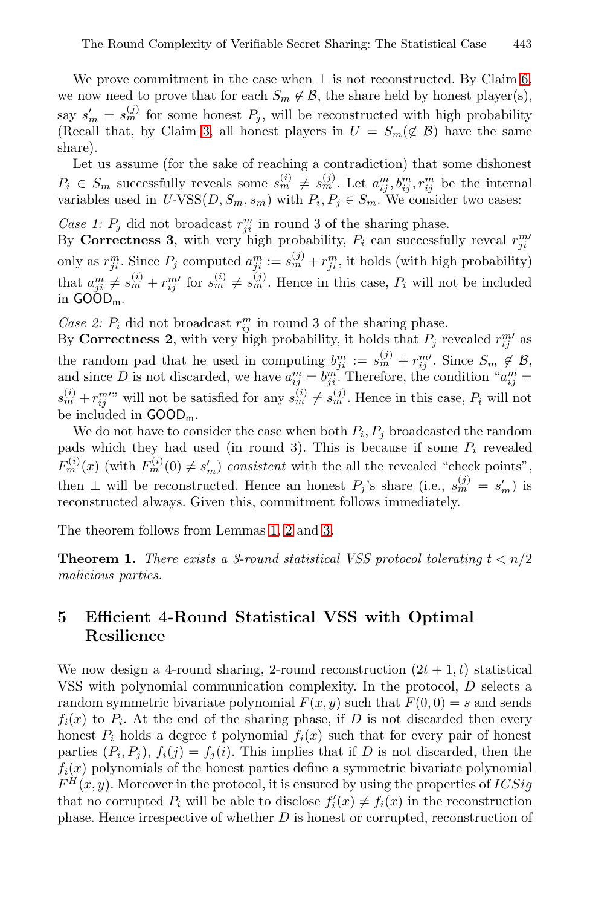We prove commitment in the case when $\perp$ is not reconstructed. By Claim 6, we now need to prove that for each $S_m \notin \mathcal{B}$, the share held by honest player(s), say $s'_m = s_m^{(j)}$ for some honest $P_j$, will be reconstructed with high probability (Recall that, by Claim 3, all honest players in $U = S_m (\notin \mathcal{B})$ have the same share).

Let us assume (for the sake of reaching a contradiction) that some dishonest $P_i \in S_m$ successfully reveals some $s_m^{(i)} \neq s_m^{(j)}$. Let $a_{ij}^m, b_{ij}^m, r_{ij}^m$ be the internal variables used in $U$-VSS$(D, S_m, s_m)$ with $P_i, P_j \in S_m$. We consider two cases:

*Case 1:* $P_j$ did not broadcast $r_{ji}^m$ in round 3 of the sharing phase.
By **Correctness 3**, with very high probability, $P_i$ can successfully reveal $r_{ji}^{m\prime}$ only as $r_{ji}^m$. Since $P_j$ computed $a_{ji}^m := s_m^{(j)} + r_{ji}^m$, it holds (with high probability) that $a_{ji}^m \neq s_m^{(i)} + r_{ij}^{m\prime}$ for $s_m^{(i)} \neq s_m^{(j)}$. Hence in this case, $P_i$ will not be included in $\mathsf{GOOD_m}$.

*Case 2:* $P_i$ did not broadcast $r_{ij}^m$ in round 3 of the sharing phase.
By **Correctness 2**, with very high probability, it holds that $P_j$ revealed $r_{ij}^{m\prime}$ as the random pad that he used in computing $b_{ji}^m := s_m^{(j)} + r_{ij}^{m\prime}$. Since $S_m \notin \mathcal{B}$, and since $D$ is not discarded, we have $a_{ij}^m = b_{ji}^m$. Therefore, the condition "$a_{ij}^m = s_m^{(i)} + r_{ij}^{m\prime}$" will not be satisfied for any $s_m^{(i)} \neq s_m^{(j)}$. Hence in this case, $P_i$ will not be included in $\mathsf{GOOD_m}$.

We do not have to consider the case when both $P_i, P_j$ broadcasted the random pads which they had used (in round 3). This is because if some $P_i$ revealed $F_m^{(i)}(x)$ (with $F_m^{(i)}(0) \neq s'_m$) *consistent* with the all the revealed "check points", then $\perp$ will be reconstructed. Hence an honest $P_j$'s share (i.e., $s_m^{(j)} = s'_m$) is reconstructed always. Given this, commitment follows immediately.

The theorem follows from Lemmas 1, 2 and 3.

**Theorem 1.** *There exists a 3-round statistical VSS protocol tolerating $t < n/2$ malicious parties.*

## 5 Efficient 4-Round Statistical VSS with Optimal Resilience

We now design a 4-round sharing, 2-round reconstruction $(2t+1, t)$ statistical VSS with polynomial communication complexity. In the protocol, $D$ selects a random symmetric bivariate polynomial $F(x, y)$ such that $F(0, 0) = s$ and sends $f_i(x)$ to $P_i$. At the end of the sharing phase, if $D$ is not discarded then every honest $P_i$ holds a degree $t$ polynomial $f_i(x)$ such that for every pair of honest parties $(P_i, P_j)$, $f_i(j) = f_j(i)$. This implies that if $D$ is not discarded, then the $f_i(x)$ polynomials of the honest parties define a symmetric bivariate polynomial $F^H(x, y)$. Moreover in the protocol, it is ensured by using the properties of $ICSig$ that no corrupted $P_i$ will be able to disclose $f'_i(x) \neq f_i(x)$ in the reconstruction phase. Hence irrespective of whether $D$ is honest or corrupted, reconstruction of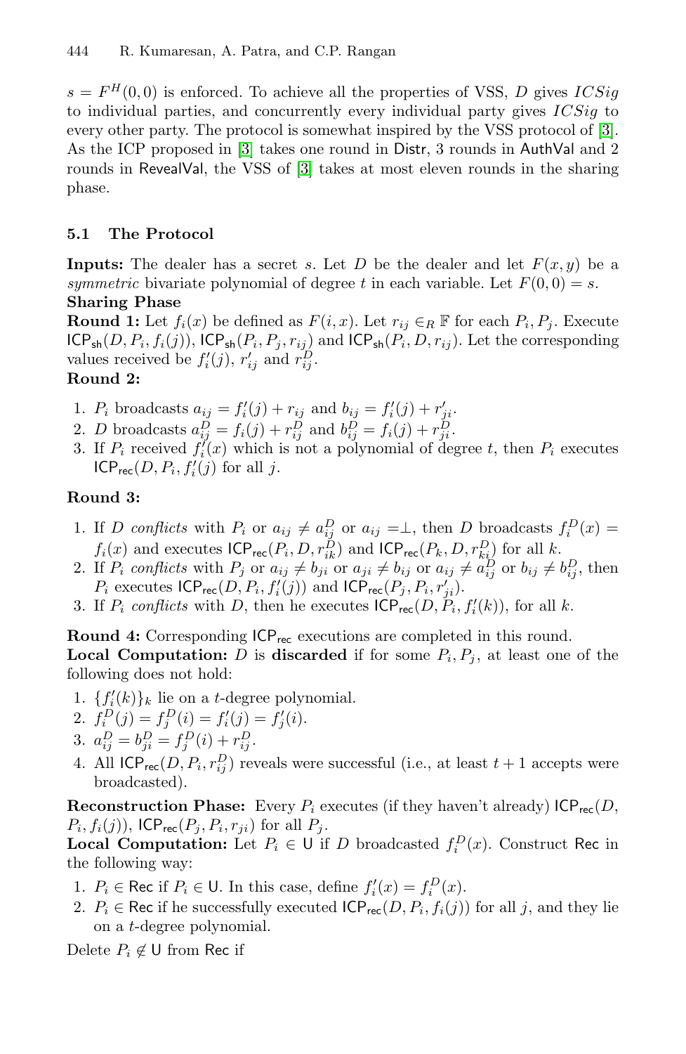$s = F^H(0,0)$ is enforced. To achieve all the properties of VSS, $D$ gives $ICSig$ to individual parties, and concurrently every individual party gives $ICSig$ to every other party. The protocol is somewhat inspired by the VSS protocol of [3]. As the ICP proposed in [3] takes one round in $\mathsf{Distr}$, 3 rounds in $\mathsf{AuthVal}$ and 2 rounds in $\mathsf{RevealVal}$, the VSS of [3] takes at most eleven rounds in the sharing phase.

### 5.1 The Protocol

**Inputs:** The dealer has a secret $s$. Let $D$ be the dealer and let $F(x, y)$ be a *symmetric* bivariate polynomial of degree $t$ in each variable. Let $F(0, 0) = s$.

**Sharing Phase**

**Round 1:** Let $f_i(x)$ be defined as $F(i, x)$. Let $r_{ij} \in_R \mathbb{F}$ for each $P_i, P_j$. Execute $\mathsf{ICP_{sh}}(D, P_i, f_i(j))$, $\mathsf{ICP_{sh}}(P_i, P_j, r_{ij})$ and $\mathsf{ICP_{sh}}(P_i, D, r_{ij})$. Let the corresponding values received be $f'_i(j)$, $r'_{ij}$ and $r^D_{ij}$.

**Round 2:**

1. $P_i$ broadcasts $a_{ij} = f'_i(j) + r_{ij}$ and $b_{ij} = f'_i(j) + r'_{ji}$.
2. $D$ broadcasts $a^D_{ij} = f_i(j) + r^D_{ij}$ and $b^D_{ij} = f_i(j) + r^D_{ji}$.
3. If $P_i$ received $f'_i(x)$ which is not a polynomial of degree $t$, then $P_i$ executes $\mathsf{ICP_{rec}}(D, P_i, f'_i(j))$ for all $j$.

**Round 3:**

1. If $D$ *conflicts* with $P_i$ or $a_{ij} \neq a^D_{ij}$ or $a_{ij} = \perp$, then $D$ broadcasts $f^D_i(x) = f_i(x)$ and executes $\mathsf{ICP_{rec}}(P_i, D, r^D_{ik})$ and $\mathsf{ICP_{rec}}(P_k, D, r^D_{ki})$ for all $k$.
2. If $P_i$ *conflicts* with $P_j$ or $a_{ij} \neq b_{ji}$ or $a_{ji} \neq b_{ij}$ or $a_{ij} \neq a^D_{ij}$ or $b_{ij} \neq b^D_{ij}$, then $P_i$ executes $\mathsf{ICP_{rec}}(D, P_i, f'_i(j))$ and $\mathsf{ICP_{rec}}(P_j, P_i, r'_{ji})$.
3. If $P_i$ *conflicts* with $D$, then he executes $\mathsf{ICP_{rec}}(D, P_i, f'_i(k))$, for all $k$.

**Round 4:** Corresponding $\mathsf{ICP_{rec}}$ executions are completed in this round.

**Local Computation:** $D$ is **discarded** if for some $P_i, P_j$, at least one of the following does not hold:

1. $\{f'_i(k)\}_k$ lie on a $t$-degree polynomial.
2. $f^D_i(j) = f^D_j(i) = f'_i(j) = f'_j(i)$.
3. $a^D_{ij} = b^D_{ji} = f^D_j(i) + r^D_{ij}$.
4. All $\mathsf{ICP_{rec}}(D, P_i, r^D_{ij})$ reveals were successful (i.e., at least $t+1$ accepts were broadcasted).

**Reconstruction Phase:** Every $P_i$ executes (if they haven't already) $\mathsf{ICP_{rec}}(D, P_i, f_i(j))$, $\mathsf{ICP_{rec}}(P_j, P_i, r_{ji})$ for all $P_j$.

**Local Computation:** Let $P_i \in \mathsf{U}$ if $D$ broadcasted $f^D_i(x)$. Construct $\mathsf{Rec}$ in the following way:

1. $P_i \in \mathsf{Rec}$ if $P_i \in \mathsf{U}$. In this case, define $f'_i(x) = f^D_i(x)$.
2. $P_i \in \mathsf{Rec}$ if he successfully executed $\mathsf{ICP_{rec}}(D, P_i, f_i(j))$ for all $j$, and they lie on a $t$-degree polynomial.

Delete $P_i \notin \mathsf{U}$ from $\mathsf{Rec}$ if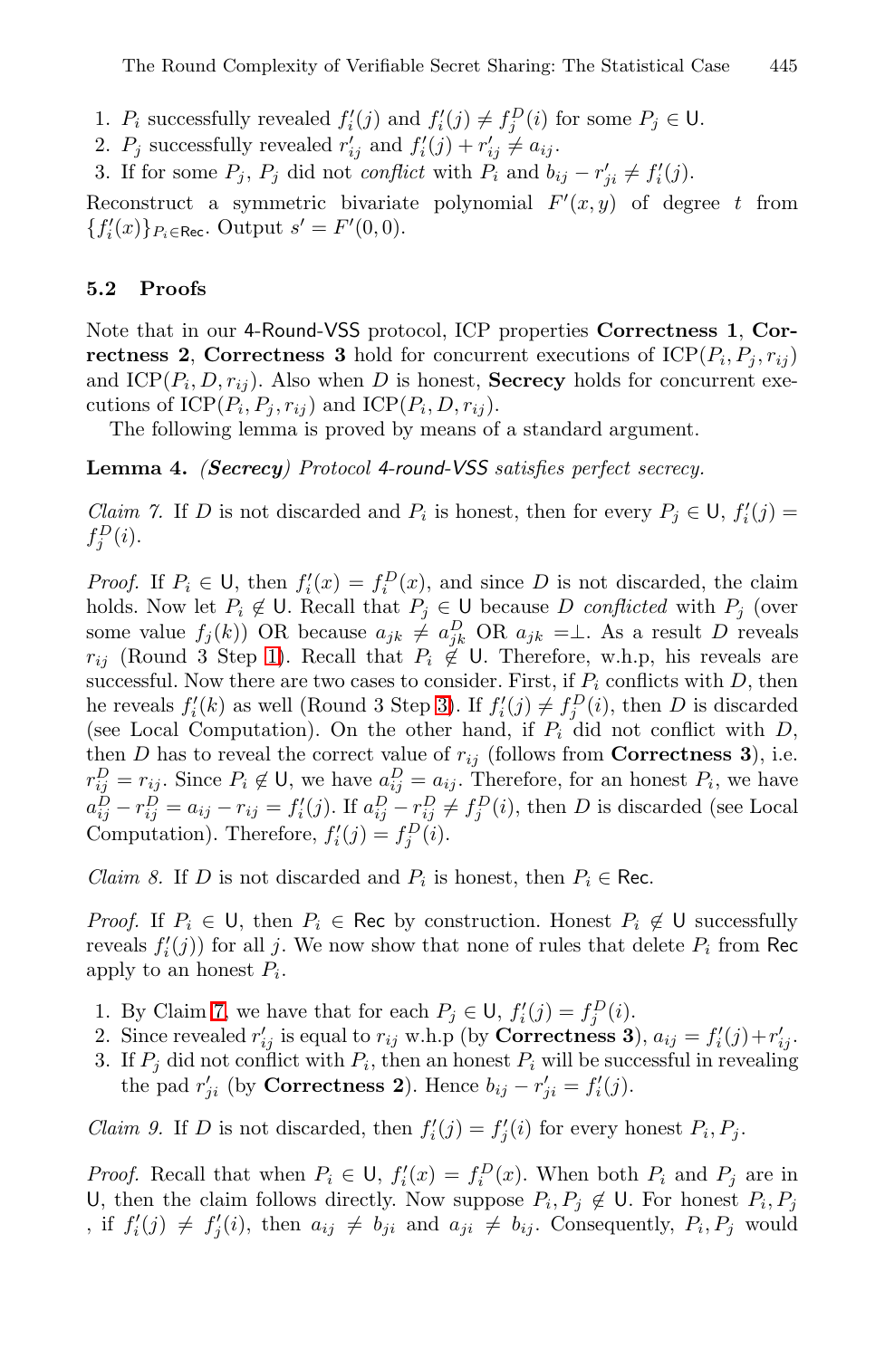1. $P_i$ successfully revealed $f'_i(j)$ and $f'_i(j) \neq f^D_j(i)$ for some $P_j \in \mathsf{U}$.
2. $P_j$ successfully revealed $r'_{ij}$ and $f'_i(j) + r'_{ij} \neq a_{ij}$.
3. If for some $P_j$, $P_j$ did not *conflict* with $P_i$ and $b_{ij} - r'_{ji} \neq f'_i(j)$.

Reconstruct a symmetric bivariate polynomial $F'(x, y)$ of degree $t$ from $\{f'_i(x)\}_{P_i \in \mathsf{Rec}}$. Output $s' = F'(0, 0)$.

### 5.2 Proofs

Note that in our 4-Round-VSS protocol, ICP properties **Correctness 1**, **Correctness 2**, **Correctness 3** hold for concurrent executions of $\text{ICP}(P_i, P_j, r_{ij})$ and $\text{ICP}(P_i, D, r_{ij})$. Also when $D$ is honest, **Secrecy** holds for concurrent executions of $\text{ICP}(P_i, P_j, r_{ij})$ and $\text{ICP}(P_i, D, r_{ij})$.

The following lemma is proved by means of a standard argument.

**Lemma 4.** ***(Secrecy)*** *Protocol 4-round-VSS satisfies perfect secrecy.*

*Claim 7.* If $D$ is not discarded and $P_i$ is honest, then for every $P_j \in \mathsf{U}$, $f'_i(j) = f^D_j(i)$.

*Proof.* If $P_i \in \mathsf{U}$, then $f'_i(x) = f^D_i(x)$, and since $D$ is not discarded, the claim holds. Now let $P_i \notin \mathsf{U}$. Recall that $P_j \in \mathsf{U}$ because $D$ *conflicted* with $P_j$ (over some value $f_j(k)$) OR because $a_{jk} \neq a^D_{jk}$ OR $a_{jk} = \perp$. As a result $D$ reveals $r_{ij}$ (Round 3 Step 1). Recall that $P_i \notin \mathsf{U}$. Therefore, w.h.p, his reveals are successful. Now there are two cases to consider. First, if $P_i$ conflicts with $D$, then he reveals $f'_i(k)$ as well (Round 3 Step 3). If $f'_i(j) \neq f^D_j(i)$, then $D$ is discarded (see Local Computation). On the other hand, if $P_i$ did not conflict with $D$, then $D$ has to reveal the correct value of $r_{ij}$ (follows from **Correctness 3**), i.e. $r^D_{ij} = r_{ij}$. Since $P_i \notin \mathsf{U}$, we have $a^D_{ij} = a_{ij}$. Therefore, for an honest $P_i$, we have $a^D_{ij} - r^D_{ij} = a_{ij} - r_{ij} = f'_i(j)$. If $a^D_{ij} - r^D_{ij} \neq f^D_j(i)$, then $D$ is discarded (see Local Computation). Therefore, $f'_i(j) = f^D_j(i)$.

*Claim 8.* If $D$ is not discarded and $P_i$ is honest, then $P_i \in \mathsf{Rec}$.

*Proof.* If $P_i \in \mathsf{U}$, then $P_i \in \mathsf{Rec}$ by construction. Honest $P_i \notin \mathsf{U}$ successfully reveals $f'_i(j))$ for all $j$. We now show that none of rules that delete $P_i$ from $\mathsf{Rec}$ apply to an honest $P_i$.

1. By Claim 7, we have that for each $P_j \in \mathsf{U}$, $f'_i(j) = f^D_j(i)$.
2. Since revealed $r'_{ij}$ is equal to $r_{ij}$ w.h.p (by **Correctness 3**), $a_{ij} = f'_i(j) + r'_{ij}$.
3. If $P_j$ did not conflict with $P_i$, then an honest $P_i$ will be successful in revealing the pad $r'_{ji}$ (by **Correctness 2**). Hence $b_{ij} - r'_{ji} = f'_i(j)$.

*Claim 9.* If $D$ is not discarded, then $f'_i(j) = f'_j(i)$ for every honest $P_i, P_j$.

*Proof.* Recall that when $P_i \in \mathsf{U}$, $f'_i(x) = f^D_i(x)$. When both $P_i$ and $P_j$ are in $\mathsf{U}$, then the claim follows directly. Now suppose $P_i, P_j \notin \mathsf{U}$. For honest $P_i, P_j$ , if $f'_i(j) \neq f'_j(i)$, then $a_{ij} \neq b_{ji}$ and $a_{ji} \neq b_{ij}$. Consequently, $P_i, P_j$ would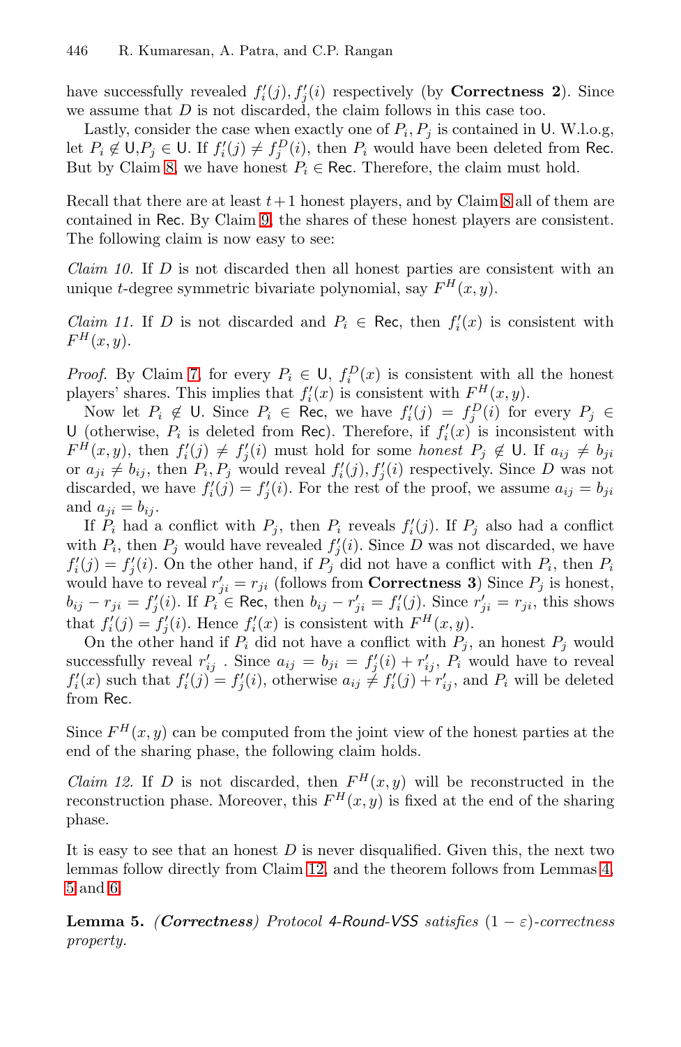have successfully revealed $f'_i(j), f'_j(i)$ respectively (by **Correctness 2**). Since we assume that $D$ is not discarded, the claim follows in this case too.

Lastly, consider the case when exactly one of $P_i, P_j$ is contained in $\mathsf{U}$. W.l.o.g, let $P_i \notin \mathsf{U}, P_j \in \mathsf{U}$. If $f'_i(j) \neq f^D_j(i)$, then $P_i$ would have been deleted from $\mathsf{Rec}$. But by Claim 8, we have honest $P_i \in \mathsf{Rec}$. Therefore, the claim must hold.

Recall that there are at least $t+1$ honest players, and by Claim 8 all of them are contained in $\mathsf{Rec}$. By Claim 9, the shares of these honest players are consistent. The following claim is now easy to see:

*Claim 10.* If $D$ is not discarded then all honest parties are consistent with an unique $t$-degree symmetric bivariate polynomial, say $F^H(x, y)$.

*Claim 11.* If $D$ is not discarded and $P_i \in \mathsf{Rec}$, then $f'_i(x)$ is consistent with $F^H(x, y)$.

*Proof.* By Claim 7, for every $P_i \in \mathsf{U}$, $f^D_i(x)$ is consistent with all the honest players' shares. This implies that $f'_i(x)$ is consistent with $F^H(x, y)$.

Now let $P_i \notin \mathsf{U}$. Since $P_i \in \mathsf{Rec}$, we have $f'_i(j) = f^D_j(i)$ for every $P_j \in \mathsf{U}$ (otherwise, $P_i$ is deleted from $\mathsf{Rec}$). Therefore, if $f'_i(x)$ is inconsistent with $F^H(x, y)$, then $f'_i(j) \neq f'_j(i)$ must hold for some *honest* $P_j \notin \mathsf{U}$. If $a_{ij} \neq b_{ji}$ or $a_{ji} \neq b_{ij}$, then $P_i, P_j$ would reveal $f'_i(j), f'_j(i)$ respectively. Since $D$ was not discarded, we have $f'_i(j) = f'_j(i)$. For the rest of the proof, we assume $a_{ij} = b_{ji}$ and $a_{ji} = b_{ij}$.

If $P_i$ had a conflict with $P_j$, then $P_i$ reveals $f'_i(j)$. If $P_j$ also had a conflict with $P_i$, then $P_j$ would have revealed $f'_j(i)$. Since $D$ was not discarded, we have $f'_i(j) = f'_j(i)$. On the other hand, if $P_j$ did not have a conflict with $P_i$, then $P_i$ would have to reveal $r'_{ji} = r_{ji}$ (follows from **Correctness 3**) Since $P_j$ is honest, $b_{ij} - r_{ji} = f'_j(i)$. If $P_i \in \mathsf{Rec}$, then $b_{ij} - r'_{ji} = f'_i(j)$. Since $r'_{ji} = r_{ji}$, this shows that $f'_i(j) = f'_j(i)$. Hence $f'_i(x)$ is consistent with $F^H(x, y)$.

On the other hand if $P_i$ did not have a conflict with $P_j$, an honest $P_j$ would successfully reveal $r'_{ij}$ . Since $a_{ij} = b_{ji} = f'_j(i) + r'_{ij}$, $P_i$ would have to reveal $f'_i(x)$ such that $f'_i(j) = f'_j(i)$, otherwise $a_{ij} \neq f'_i(j) + r'_{ij}$, and $P_i$ will be deleted from $\mathsf{Rec}$.

Since $F^H(x, y)$ can be computed from the joint view of the honest parties at the end of the sharing phase, the following claim holds.

*Claim 12.* If $D$ is not discarded, then $F^H(x, y)$ will be reconstructed in the reconstruction phase. Moreover, this $F^H(x, y)$ is fixed at the end of the sharing phase.

It is easy to see that an honest $D$ is never disqualified. Given this, the next two lemmas follow directly from Claim 12, and the theorem follows from Lemmas 4, 5 and 6.

**Lemma 5.** *(**Correctness**) Protocol 4-Round-VSS satisfies $(1 - \varepsilon)$-correctness property.*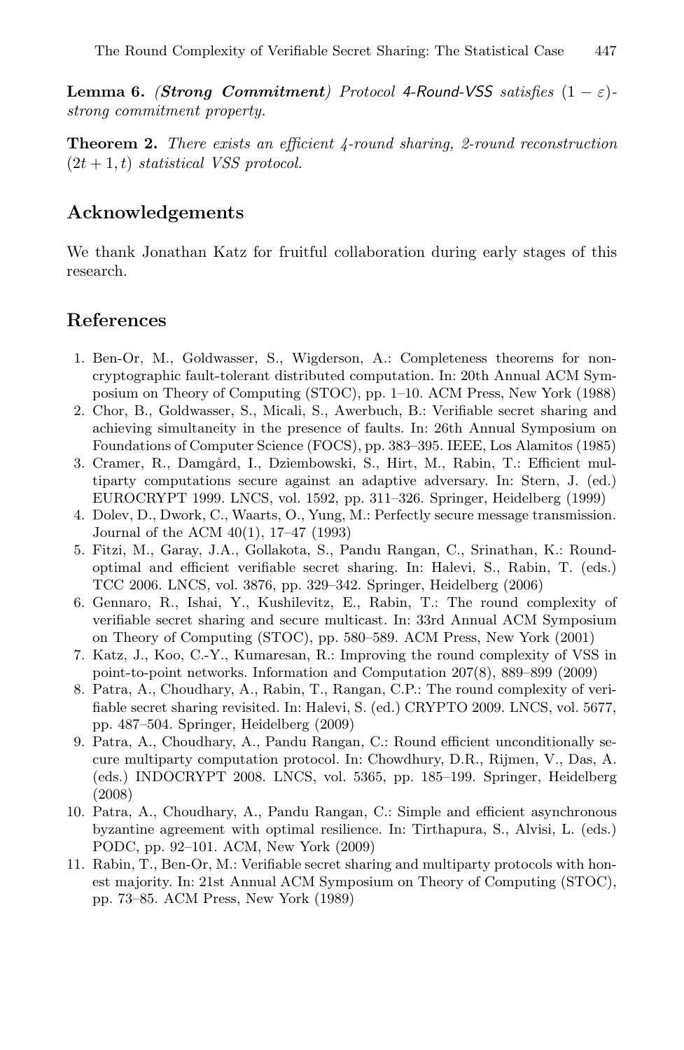**Lemma 6.** *(**Strong Commitment**) Protocol 4-Round-VSS satisfies* $(1-\varepsilon)$*-strong commitment property.*

**Theorem 2.** *There exists an efficient 4-round sharing, 2-round reconstruction* $(2t+1, t)$ *statistical VSS protocol.*

## Acknowledgements

We thank Jonathan Katz for fruitful collaboration during early stages of this research.

## References

1. Ben-Or, M., Goldwasser, S., Wigderson, A.: Completeness theorems for non-cryptographic fault-tolerant distributed computation. In: 20th Annual ACM Symposium on Theory of Computing (STOC), pp. 1–10. ACM Press, New York (1988)
2. Chor, B., Goldwasser, S., Micali, S., Awerbuch, B.: Verifiable secret sharing and achieving simultaneity in the presence of faults. In: 26th Annual Symposium on Foundations of Computer Science (FOCS), pp. 383–395. IEEE, Los Alamitos (1985)
3. Cramer, R., Damgård, I., Dziembowski, S., Hirt, M., Rabin, T.: Efficient multiparty computations secure against an adaptive adversary. In: Stern, J. (ed.) EUROCRYPT 1999. LNCS, vol. 1592, pp. 311–326. Springer, Heidelberg (1999)
4. Dolev, D., Dwork, C., Waarts, O., Yung, M.: Perfectly secure message transmission. Journal of the ACM 40(1), 17–47 (1993)
5. Fitzi, M., Garay, J.A., Gollakota, S., Pandu Rangan, C., Srinathan, K.: Round-optimal and efficient verifiable secret sharing. In: Halevi, S., Rabin, T. (eds.) TCC 2006. LNCS, vol. 3876, pp. 329–342. Springer, Heidelberg (2006)
6. Gennaro, R., Ishai, Y., Kushilevitz, E., Rabin, T.: The round complexity of verifiable secret sharing and secure multicast. In: 33rd Annual ACM Symposium on Theory of Computing (STOC), pp. 580–589. ACM Press, New York (2001)
7. Katz, J., Koo, C.-Y., Kumaresan, R.: Improving the round complexity of VSS in point-to-point networks. Information and Computation 207(8), 889–899 (2009)
8. Patra, A., Choudhary, A., Rabin, T., Rangan, C.P.: The round complexity of verifiable secret sharing revisited. In: Halevi, S. (ed.) CRYPTO 2009. LNCS, vol. 5677, pp. 487–504. Springer, Heidelberg (2009)
9. Patra, A., Choudhary, A., Pandu Rangan, C.: Round efficient unconditionally secure multiparty computation protocol. In: Chowdhury, D.R., Rijmen, V., Das, A. (eds.) INDOCRYPT 2008. LNCS, vol. 5365, pp. 185–199. Springer, Heidelberg (2008)
10. Patra, A., Choudhary, A., Pandu Rangan, C.: Simple and efficient asynchronous byzantine agreement with optimal resilience. In: Tirthapura, S., Alvisi, L. (eds.) PODC, pp. 92–101. ACM, New York (2009)
11. Rabin, T., Ben-Or, M.: Verifiable secret sharing and multiparty protocols with honest majority. In: 21st Annual ACM Symposium on Theory of Computing (STOC), pp. 73–85. ACM Press, New York (1989)